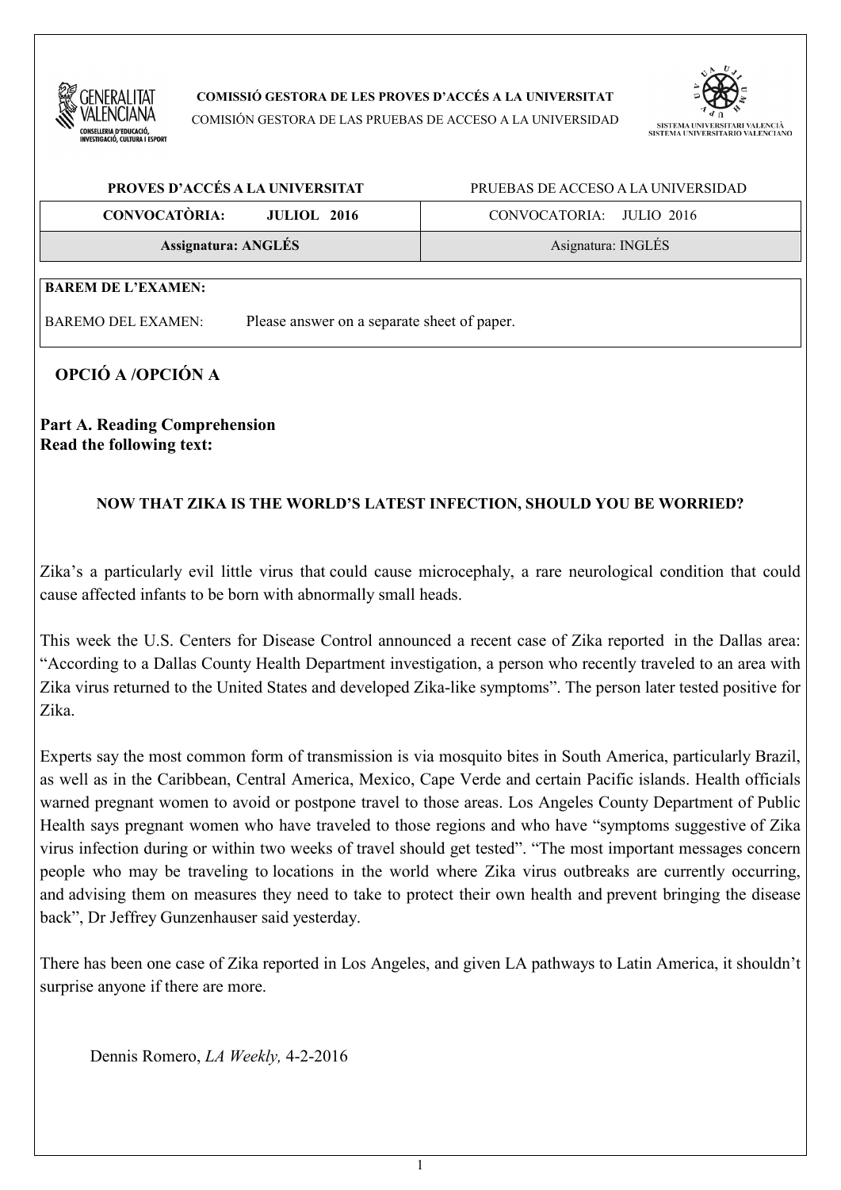**COMISSIÓ GESTORA DE LES PROVES D'ACCÉS A LA UNIVERSITAT**

COMISIÓN GESTORA DE LAS PRUEBAS DE ACCESO A LA UNIVERSIDAD

| **PROVES D'ACCÉS A LA UNIVERSITAT** | PRUEBAS DE ACCESO A LA UNIVERSIDAD |
| --- | --- |
| **CONVOCATÒRIA: JULIOL 2016** | CONVOCATORIA: JULIO 2016 |
| **Assignatura: ANGLÉS** | Asignatura: INGLÉS |

**BAREM DE L'EXAMEN:**

BAREMO DEL EXAMEN: Please answer on a separate sheet of paper.

## OPCIÓ A /OPCIÓN A

**Part A. Reading Comprehension**
**Read the following text:**

### NOW THAT ZIKA IS THE WORLD'S LATEST INFECTION, SHOULD YOU BE WORRIED?

Zika's a particularly evil little virus that could cause microcephaly, a rare neurological condition that could cause affected infants to be born with abnormally small heads.

This week the U.S. Centers for Disease Control announced a recent case of Zika reported in the Dallas area: "According to a Dallas County Health Department investigation, a person who recently traveled to an area with Zika virus returned to the United States and developed Zika-like symptoms". The person later tested positive for Zika.

Experts say the most common form of transmission is via mosquito bites in South America, particularly Brazil, as well as in the Caribbean, Central America, Mexico, Cape Verde and certain Pacific islands. Health officials warned pregnant women to avoid or postpone travel to those areas. Los Angeles County Department of Public Health says pregnant women who have traveled to those regions and who have "symptoms suggestive of Zika virus infection during or within two weeks of travel should get tested". "The most important messages concern people who may be traveling to locations in the world where Zika virus outbreaks are currently occurring, and advising them on measures they need to take to protect their own health and prevent bringing the disease back", Dr Jeffrey Gunzenhauser said yesterday.

There has been one case of Zika reported in Los Angeles, and given LA pathways to Latin America, it shouldn't surprise anyone if there are more.

Dennis Romero, *LA Weekly,* 4-2-2016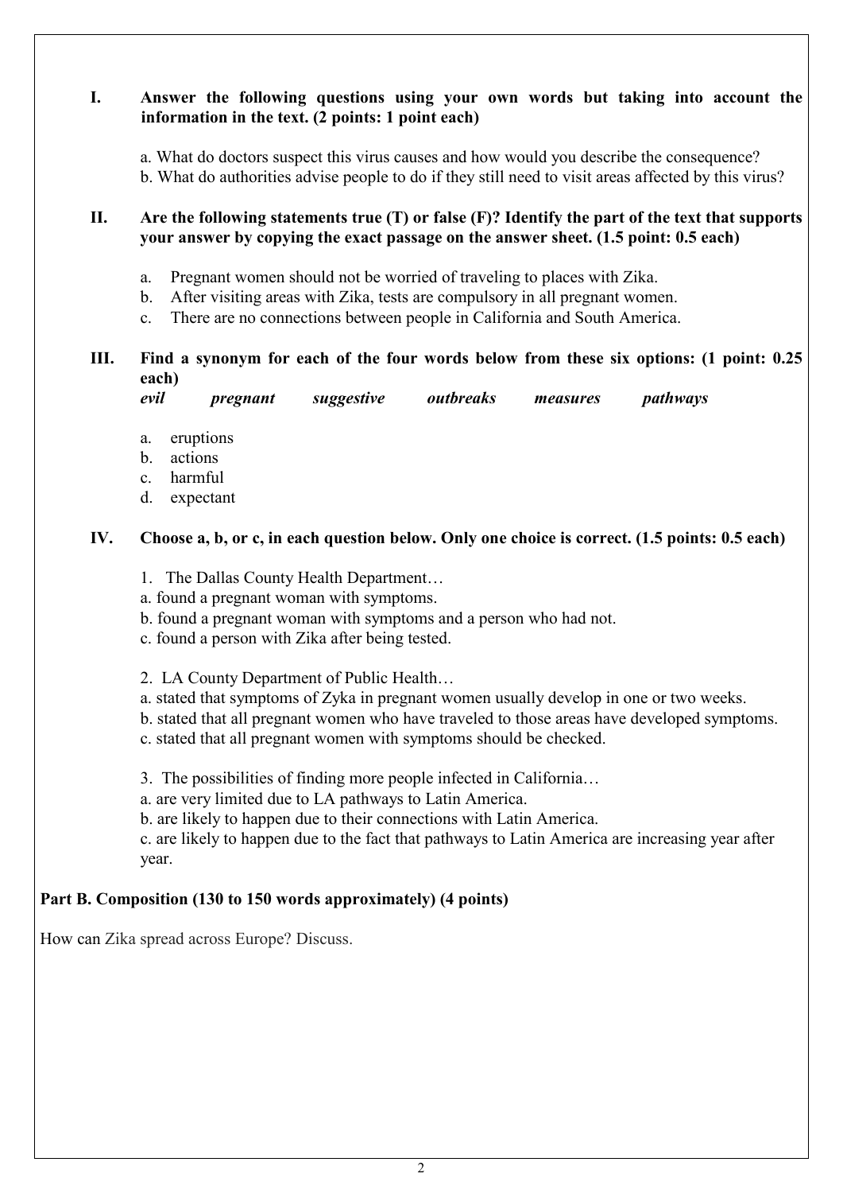**I. Answer the following questions using your own words but taking into account the information in the text. (2 points: 1 point each)**

a. What do doctors suspect this virus causes and how would you describe the consequence?
b. What do authorities advise people to do if they still need to visit areas affected by this virus?

**II. Are the following statements true (T) or false (F)? Identify the part of the text that supports your answer by copying the exact passage on the answer sheet. (1.5 point: 0.5 each)**

a. Pregnant women should not be worried of traveling to places with Zika.
b. After visiting areas with Zika, tests are compulsory in all pregnant women.
c. There are no connections between people in California and South America.

**III. Find a synonym for each of the four words below from these six options: (1 point: 0.25 each)**

***evil*** ***pregnant*** ***suggestive*** ***outbreaks*** ***measures*** ***pathways***

a. eruptions
b. actions
c. harmful
d. expectant

**IV. Choose a, b, or c, in each question below. Only one choice is correct. (1.5 points: 0.5 each)**

1. The Dallas County Health Department…
a. found a pregnant woman with symptoms.
b. found a pregnant woman with symptoms and a person who had not.
c. found a person with Zika after being tested.

2. LA County Department of Public Health…
a. stated that symptoms of Zyka in pregnant women usually develop in one or two weeks.
b. stated that all pregnant women who have traveled to those areas have developed symptoms.
c. stated that all pregnant women with symptoms should be checked.

3. The possibilities of finding more people infected in California…
a. are very limited due to LA pathways to Latin America.
b. are likely to happen due to their connections with Latin America.
c. are likely to happen due to the fact that pathways to Latin America are increasing year after year.

**Part B. Composition (130 to 150 words approximately) (4 points)**

How can Zika spread across Europe? Discuss.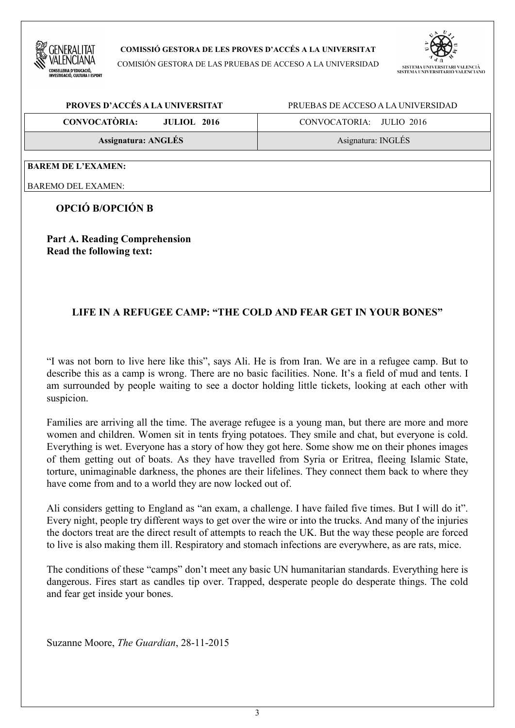**COMISSIÓ GESTORA DE LES PROVES D'ACCÉS A LA UNIVERSITAT**

COMISIÓN GESTORA DE LAS PRUEBAS DE ACCESO A LA UNIVERSIDAD

| **PROVES D'ACCÉS A LA UNIVERSITAT** | PRUEBAS DE ACCESO A LA UNIVERSIDAD |
|---|---|
| **CONVOCATÒRIA: JULIOL 2016** | CONVOCATORIA: JULIO 2016 |
| **Assignatura: ANGLÉS** | Asignatura: INGLÉS |

**BAREM DE L'EXAMEN:**

BAREMO DEL EXAMEN:

## OPCIÓ B/OPCIÓN B

**Part A. Reading Comprehension**
**Read the following text:**

### LIFE IN A REFUGEE CAMP: "THE COLD AND FEAR GET IN YOUR BONES"

"I was not born to live here like this", says Ali. He is from Iran. We are in a refugee camp. But to describe this as a camp is wrong. There are no basic facilities. None. It's a field of mud and tents. I am surrounded by people waiting to see a doctor holding little tickets, looking at each other with suspicion.

Families are arriving all the time. The average refugee is a young man, but there are more and more women and children. Women sit in tents frying potatoes. They smile and chat, but everyone is cold. Everything is wet. Everyone has a story of how they got here. Some show me on their phones images of them getting out of boats. As they have travelled from Syria or Eritrea, fleeing Islamic State, torture, unimaginable darkness, the phones are their lifelines. They connect them back to where they have come from and to a world they are now locked out of.

Ali considers getting to England as "an exam, a challenge. I have failed five times. But I will do it". Every night, people try different ways to get over the wire or into the trucks. And many of the injuries the doctors treat are the direct result of attempts to reach the UK. But the way these people are forced to live is also making them ill. Respiratory and stomach infections are everywhere, as are rats, mice.

The conditions of these "camps" don't meet any basic UN humanitarian standards. Everything here is dangerous. Fires start as candles tip over. Trapped, desperate people do desperate things. The cold and fear get inside your bones.

Suzanne Moore, *The Guardian*, 28-11-2015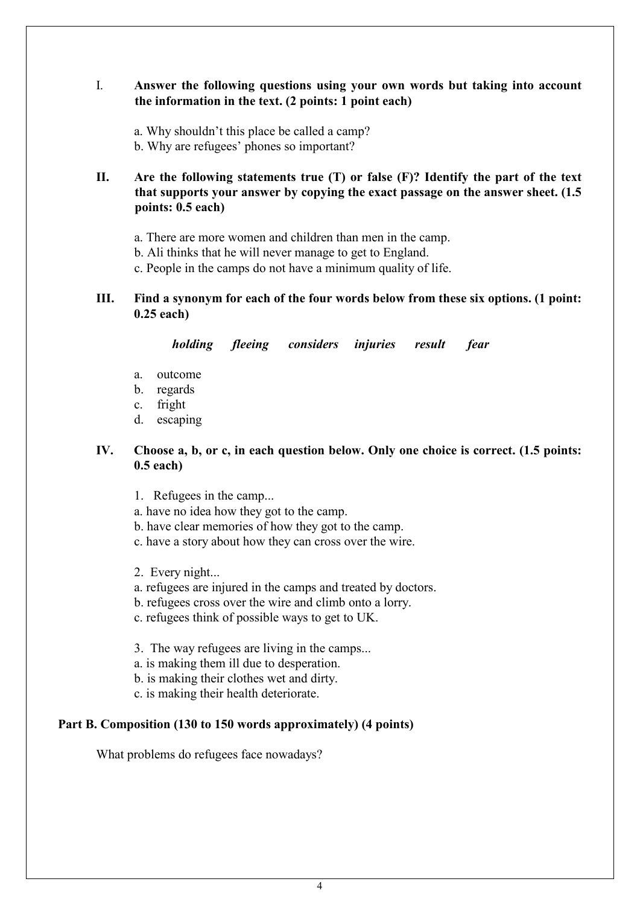I. **Answer the following questions using your own words but taking into account the information in the text. (2 points: 1 point each)**

a. Why shouldn't this place be called a camp?
b. Why are refugees' phones so important?

II. **Are the following statements true (T) or false (F)? Identify the part of the text that supports your answer by copying the exact passage on the answer sheet. (1.5 points: 0.5 each)**

a. There are more women and children than men in the camp.
b. Ali thinks that he will never manage to get to England.
c. People in the camps do not have a minimum quality of life.

III. **Find a synonym for each of the four words below from these six options. (1 point: 0.25 each)**

***holding fleeing considers injuries result fear***

a. outcome
b. regards
c. fright
d. escaping

IV. **Choose a, b, or c, in each question below. Only one choice is correct. (1.5 points: 0.5 each)**

1. Refugees in the camp...
a. have no idea how they got to the camp.
b. have clear memories of how they got to the camp.
c. have a story about how they can cross over the wire.

2. Every night...
a. refugees are injured in the camps and treated by doctors.
b. refugees cross over the wire and climb onto a lorry.
c. refugees think of possible ways to get to UK.

3. The way refugees are living in the camps...
a. is making them ill due to desperation.
b. is making their clothes wet and dirty.
c. is making their health deteriorate.

**Part B. Composition (130 to 150 words approximately) (4 points)**

What problems do refugees face nowadays?